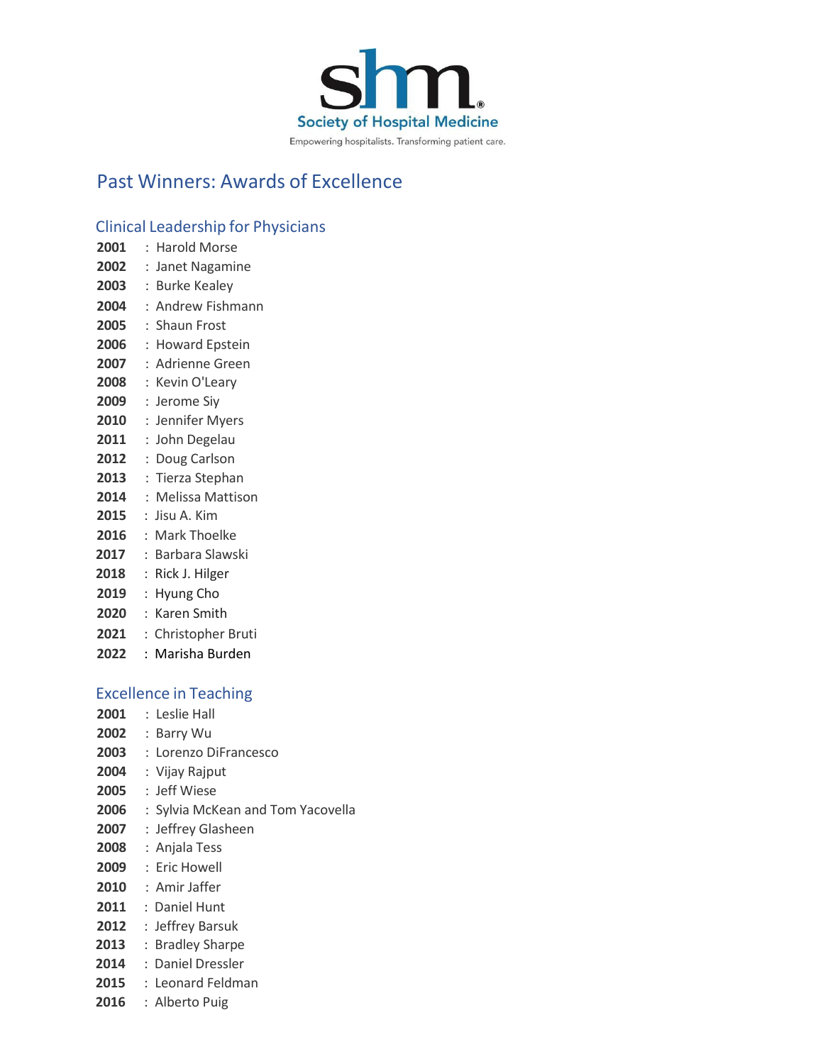Society of Hospital Medicine

Empowering hospitalists. Transforming patient care.

# Past Winners: Awards of Excellence

## Clinical Leadership for Physicians

**2001** : Harold Morse
**2002** : Janet Nagamine
**2003** : Burke Kealey
**2004** : Andrew Fishmann
**2005** : Shaun Frost
**2006** : Howard Epstein
**2007** : Adrienne Green
**2008** : Kevin O'Leary
**2009** : Jerome Siy
**2010** : Jennifer Myers
**2011** : John Degelau
**2012** : Doug Carlson
**2013** : Tierza Stephan
**2014** : Melissa Mattison
**2015** : Jisu A. Kim
**2016** : Mark Thoelke
**2017** : Barbara Slawski
**2018** : Rick J. Hilger
**2019** : Hyung Cho
**2020** : Karen Smith
**2021** : Christopher Bruti
**2022** : Marisha Burden

## Excellence in Teaching

**2001** : Leslie Hall
**2002** : Barry Wu
**2003** : Lorenzo DiFrancesco
**2004** : Vijay Rajput
**2005** : Jeff Wiese
**2006** : Sylvia McKean and Tom Yacovella
**2007** : Jeffrey Glasheen
**2008** : Anjala Tess
**2009** : Eric Howell
**2010** : Amir Jaffer
**2011** : Daniel Hunt
**2012** : Jeffrey Barsuk
**2013** : Bradley Sharpe
**2014** : Daniel Dressler
**2015** : Leonard Feldman
**2016** : Alberto Puig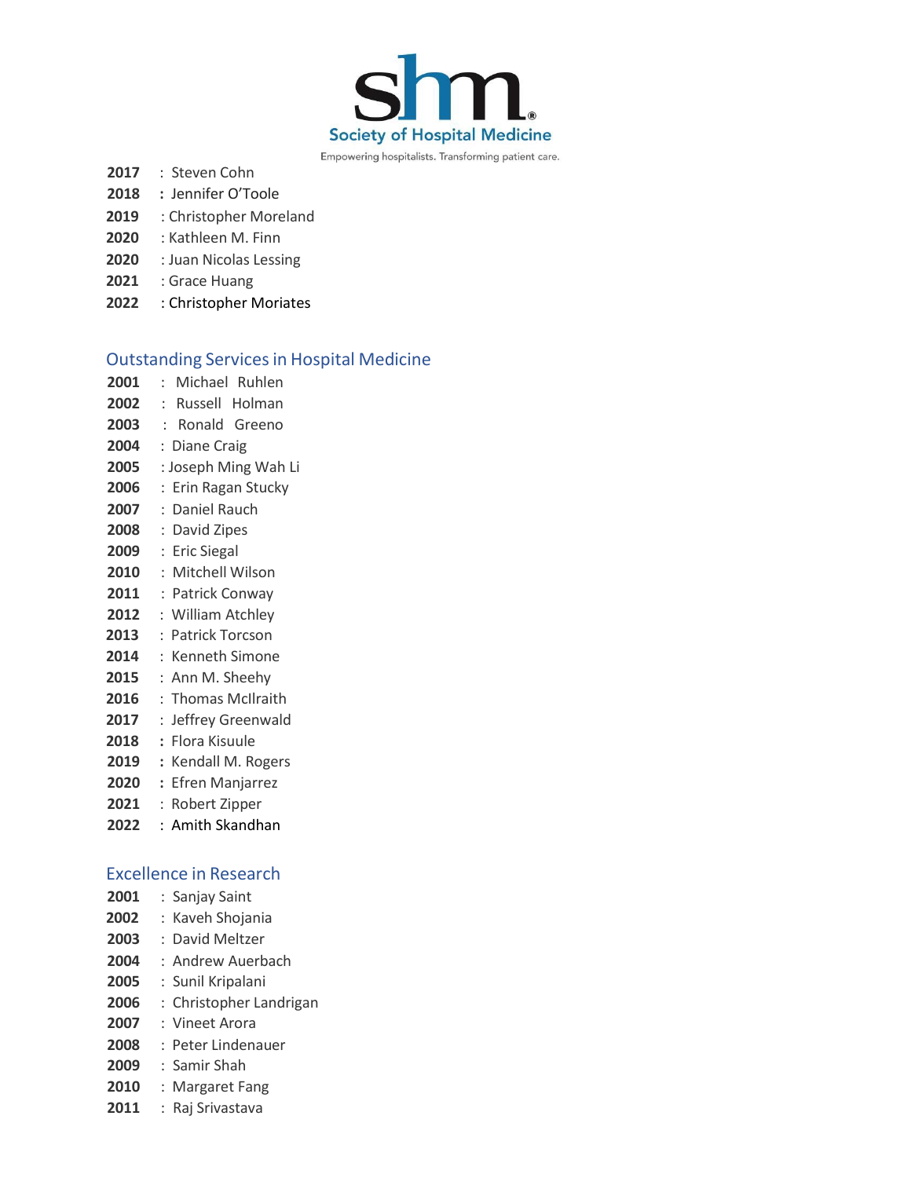Society of Hospital Medicine

Empowering hospitalists. Transforming patient care.

**2017** : Steven Cohn
**2018** : Jennifer O'Toole
**2019** : Christopher Moreland
**2020** : Kathleen M. Finn
**2020** : Juan Nicolas Lessing
**2021** : Grace Huang
**2022** : Christopher Moriates

## Outstanding Services in Hospital Medicine

**2001** : Michael Ruhlen
**2002** : Russell Holman
**2003** : Ronald Greeno
**2004** : Diane Craig
**2005** : Joseph Ming Wah Li
**2006** : Erin Ragan Stucky
**2007** : Daniel Rauch
**2008** : David Zipes
**2009** : Eric Siegal
**2010** : Mitchell Wilson
**2011** : Patrick Conway
**2012** : William Atchley
**2013** : Patrick Torcson
**2014** : Kenneth Simone
**2015** : Ann M. Sheehy
**2016** : Thomas McIlraith
**2017** : Jeffrey Greenwald
**2018** : Flora Kisuule
**2019** : Kendall M. Rogers
**2020** : Efren Manjarrez
**2021** : Robert Zipper
**2022** : Amith Skandhan

## Excellence in Research

**2001** : Sanjay Saint
**2002** : Kaveh Shojania
**2003** : David Meltzer
**2004** : Andrew Auerbach
**2005** : Sunil Kripalani
**2006** : Christopher Landrigan
**2007** : Vineet Arora
**2008** : Peter Lindenauer
**2009** : Samir Shah
**2010** : Margaret Fang
**2011** : Raj Srivastava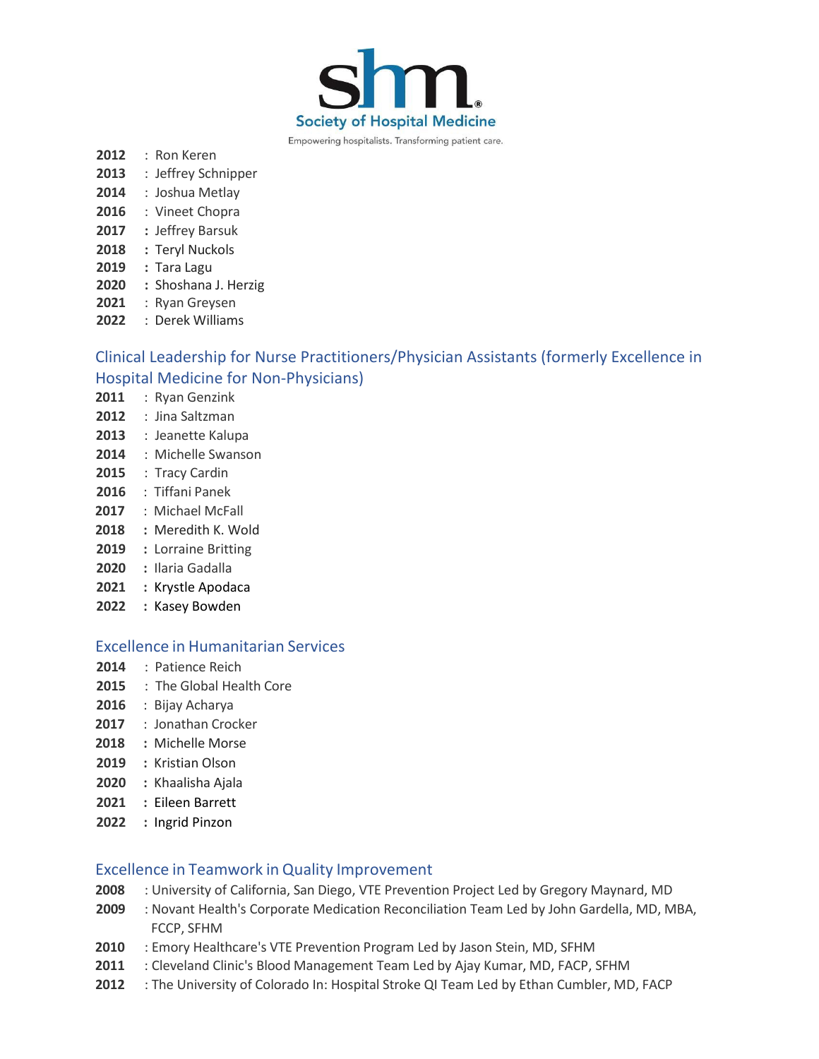**2012** : Ron Keren
**2013** : Jeffrey Schnipper
**2014** : Joshua Metlay
**2016** : Vineet Chopra
**2017** : Jeffrey Barsuk
**2018** : Teryl Nuckols
**2019** : Tara Lagu
**2020** : Shoshana J. Herzig
**2021** : Ryan Greysen
**2022** : Derek Williams

## Clinical Leadership for Nurse Practitioners/Physician Assistants (formerly Excellence in Hospital Medicine for Non-Physicians)

**2011** : Ryan Genzink
**2012** : Jina Saltzman
**2013** : Jeanette Kalupa
**2014** : Michelle Swanson
**2015** : Tracy Cardin
**2016** : Tiffani Panek
**2017** : Michael McFall
**2018** : Meredith K. Wold
**2019** : Lorraine Britting
**2020** : Ilaria Gadalla
**2021** : Krystle Apodaca
**2022** : Kasey Bowden

## Excellence in Humanitarian Services

**2014** : Patience Reich
**2015** : The Global Health Core
**2016** : Bijay Acharya
**2017** : Jonathan Crocker
**2018** : Michelle Morse
**2019** : Kristian Olson
**2020** : Khaalisha Ajala
**2021** : Eileen Barrett
**2022** : Ingrid Pinzon

## Excellence in Teamwork in Quality Improvement

**2008** : University of California, San Diego, VTE Prevention Project Led by Gregory Maynard, MD
**2009** : Novant Health's Corporate Medication Reconciliation Team Led by John Gardella, MD, MBA, FCCP, SFHM
**2010** : Emory Healthcare's VTE Prevention Program Led by Jason Stein, MD, SFHM
**2011** : Cleveland Clinic's Blood Management Team Led by Ajay Kumar, MD, FACP, SFHM
**2012** : The University of Colorado In: Hospital Stroke QI Team Led by Ethan Cumbler, MD, FACP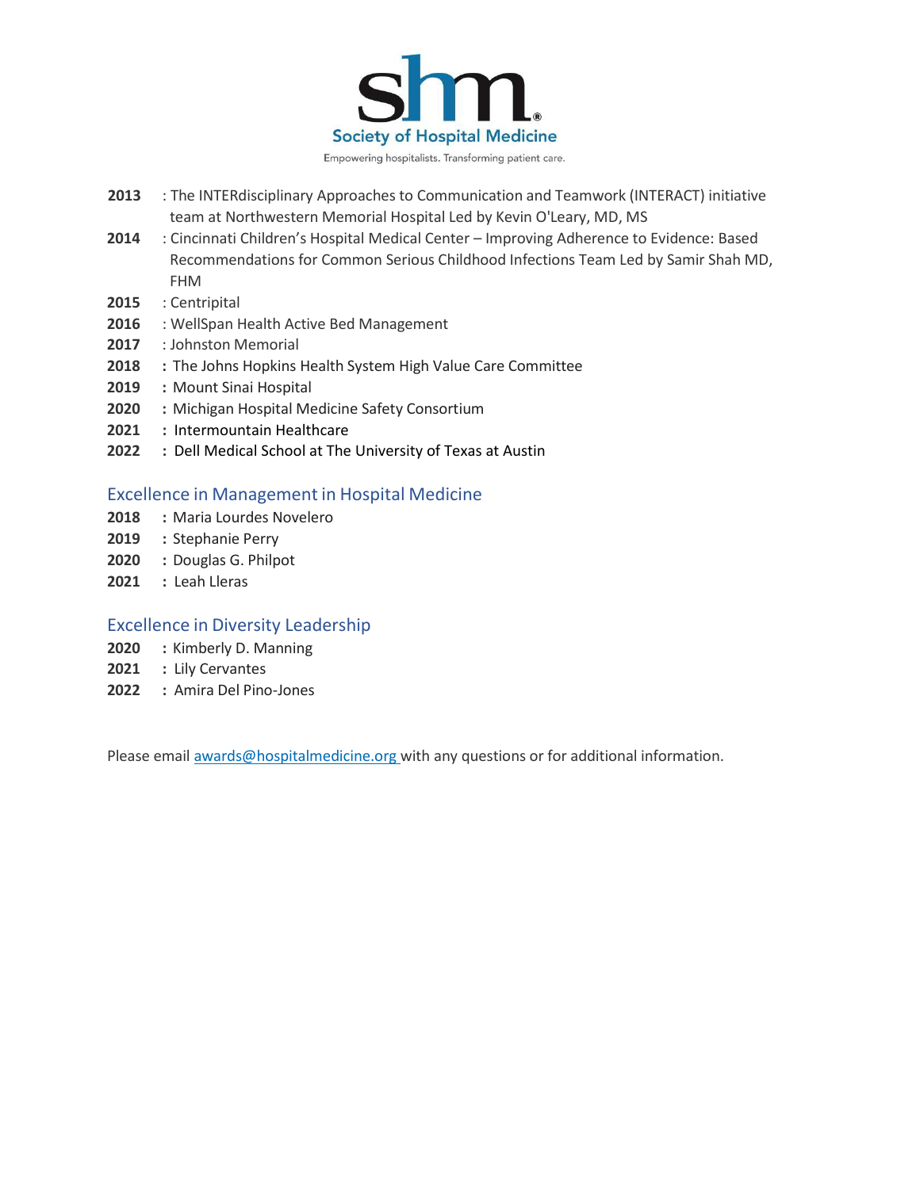**Society of Hospital Medicine**

Empowering hospitalists. Transforming patient care.

**2013** : The INTERdisciplinary Approaches to Communication and Teamwork (INTERACT) initiative team at Northwestern Memorial Hospital Led by Kevin O'Leary, MD, MS

**2014** : Cincinnati Children's Hospital Medical Center – Improving Adherence to Evidence: Based Recommendations for Common Serious Childhood Infections Team Led by Samir Shah MD, FHM

**2015** : Centripital

**2016** : WellSpan Health Active Bed Management

**2017** : Johnston Memorial

**2018** : The Johns Hopkins Health System High Value Care Committee

**2019** : Mount Sinai Hospital

**2020** : Michigan Hospital Medicine Safety Consortium

**2021** : Intermountain Healthcare

**2022** : Dell Medical School at The University of Texas at Austin

## Excellence in Management in Hospital Medicine

**2018** : Maria Lourdes Novelero

**2019** : Stephanie Perry

**2020** : Douglas G. Philpot

**2021** : Leah Lleras

## Excellence in Diversity Leadership

**2020** : Kimberly D. Manning

**2021** : Lily Cervantes

**2022** : Amira Del Pino-Jones

Please email awards@hospitalmedicine.org with any questions or for additional information.